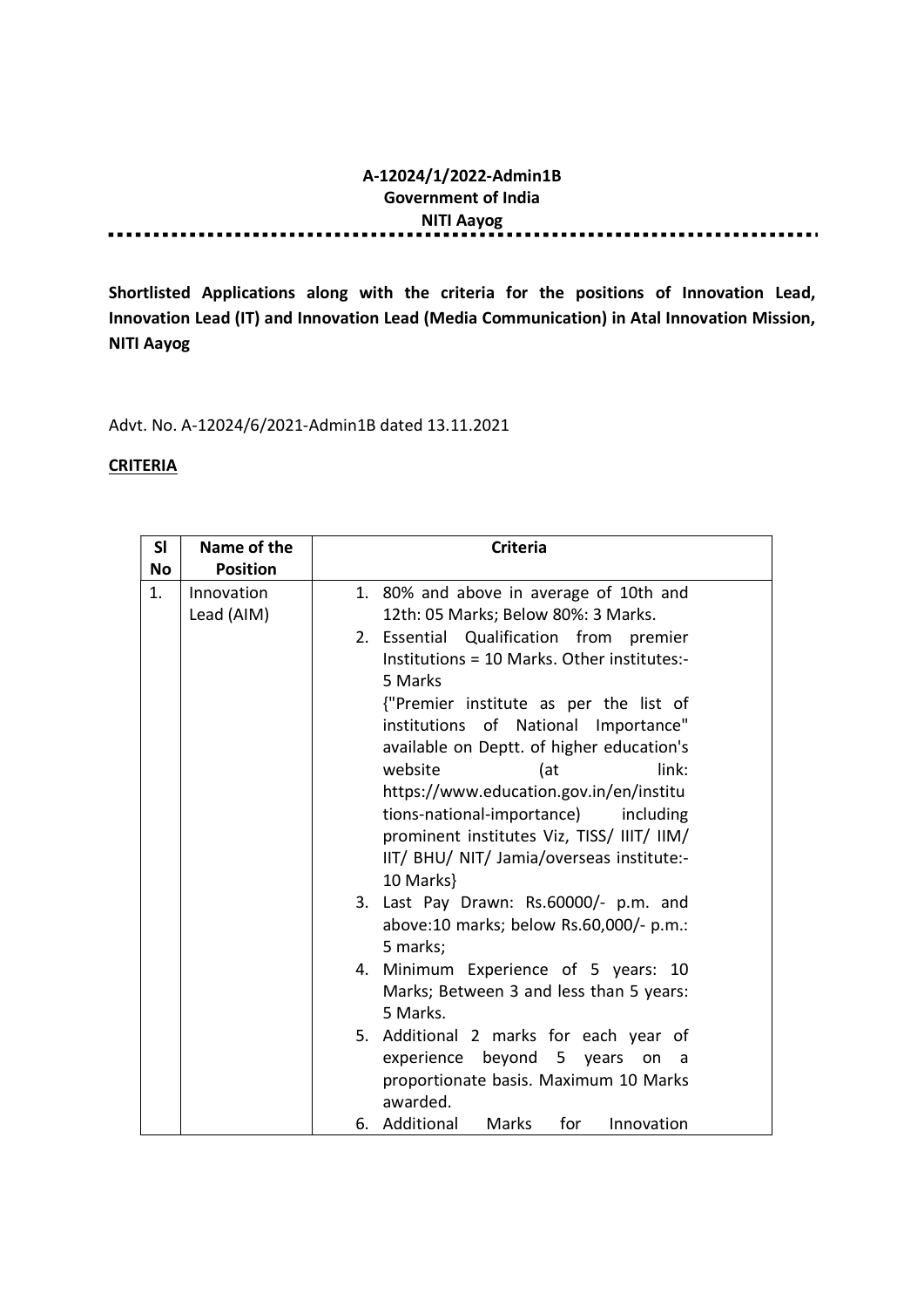**A-12024/1/2022-Admin1B**
**Government of India**
**NITI Aayog**

**Shortlisted Applications along with the criteria for the positions of Innovation Lead, Innovation Lead (IT) and Innovation Lead (Media Communication) in Atal Innovation Mission, NITI Aayog**

Advt. No. A-12024/6/2021-Admin1B dated 13.11.2021

**CRITERIA**

| Sl No | Name of the Position | Criteria |
|---|---|---|
| 1. | Innovation Lead (AIM) | 1. 80% and above in average of 10th and 12th: 05 Marks; Below 80%: 3 Marks.<br>2. Essential Qualification from premier Institutions = 10 Marks. Other institutes:- 5 Marks {"Premier institute as per the list of institutions of National Importance" available on Deptt. of higher education's website (at link: https://www.education.gov.in/en/institutions-national-importance) including prominent institutes Viz, TISS/ IIIT/ IIM/ IIT/ BHU/ NIT/ Jamia/overseas institute:- 10 Marks}<br>3. Last Pay Drawn: Rs.60000/- p.m. and above:10 marks; below Rs.60,000/- p.m.: 5 marks;<br>4. Minimum Experience of 5 years: 10 Marks; Between 3 and less than 5 years: 5 Marks.<br>5. Additional 2 marks for each year of experience beyond 5 years on a proportionate basis. Maximum 10 Marks awarded.<br>6. Additional Marks for Innovation |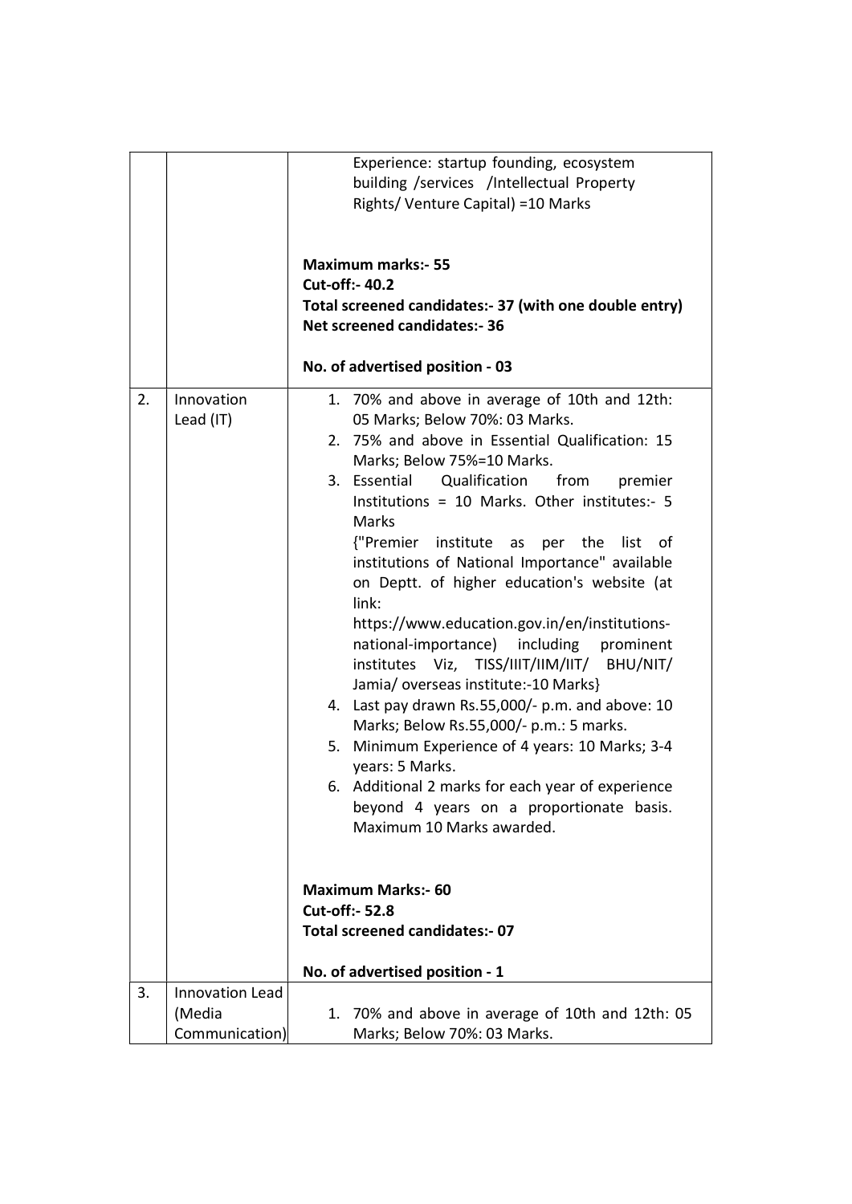| | | |
|---|---|---|
| | | Experience: startup founding, ecosystem building /services /Intellectual Property Rights/ Venture Capital) =10 Marks<br><br>**Maximum marks:- 55**<br>**Cut-off:- 40.2**<br>**Total screened candidates:- 37 (with one double entry)**<br>**Net screened candidates:- 36**<br><br>**No. of advertised position - 03** |
| 2. | Innovation Lead (IT) | 1. 70% and above in average of 10th and 12th: 05 Marks; Below 70%: 03 Marks.<br>2. 75% and above in Essential Qualification: 15 Marks; Below 75%=10 Marks.<br>3. Essential Qualification from premier Institutions = 10 Marks. Other institutes:- 5 Marks<br>{"Premier institute as per the list of institutions of National Importance" available on Deptt. of higher education's website (at link: https://www.education.gov.in/en/institutions-national-importance) including prominent institutes Viz, TISS/IIIT/IIM/IIT/ BHU/NIT/ Jamia/ overseas institute:-10 Marks}<br>4. Last pay drawn Rs.55,000/- p.m. and above: 10 Marks; Below Rs.55,000/- p.m.: 5 marks.<br>5. Minimum Experience of 4 years: 10 Marks; 3-4 years: 5 Marks.<br>6. Additional 2 marks for each year of experience beyond 4 years on a proportionate basis. Maximum 10 Marks awarded.<br><br>**Maximum Marks:- 60**<br>**Cut-off:- 52.8**<br>**Total screened candidates:- 07**<br><br>**No. of advertised position - 1** |
| 3. | Innovation Lead (Media Communication) | 1. 70% and above in average of 10th and 12th: 05 Marks; Below 70%: 03 Marks. |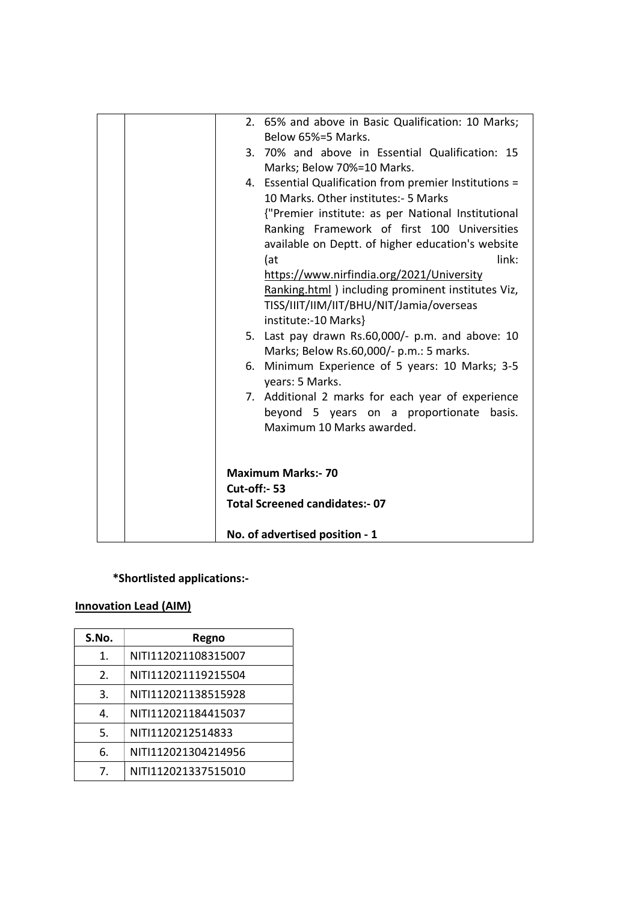| | | 2. 65% and above in Basic Qualification: 10 Marks; Below 65%=5 Marks.<br>3. 70% and above in Essential Qualification: 15 Marks; Below 70%=10 Marks.<br>4. Essential Qualification from premier Institutions = 10 Marks. Other institutes:- 5 Marks {"Premier institute: as per National Institutional Ranking Framework of first 100 Universities available on Deptt. of higher education's website (at link: https://www.nirfindia.org/2021/University Ranking.html ) including prominent institutes Viz, TISS/IIIT/IIM/IIT/BHU/NIT/Jamia/overseas institute:-10 Marks}<br>5. Last pay drawn Rs.60,000/- p.m. and above: 10 Marks; Below Rs.60,000/- p.m.: 5 marks.<br>6. Minimum Experience of 5 years: 10 Marks; 3-5 years: 5 Marks.<br>7. Additional 2 marks for each year of experience beyond 5 years on a proportionate basis. Maximum 10 Marks awarded.<br><br>**Maximum Marks:- 70**<br>**Cut-off:- 53**<br>**Total Screened candidates:- 07**<br><br>**No. of advertised position - 1** |
|---|---|---|

**\*Shortlisted applications:-**

**Innovation Lead (AIM)**

| S.No. | Regno |
|---|---|
| 1. | NITI112021108315007 |
| 2. | NITI112021119215504 |
| 3. | NITI112021138515928 |
| 4. | NITI112021184415037 |
| 5. | NITI1120212514833 |
| 6. | NITI112021304214956 |
| 7. | NITI112021337515010 |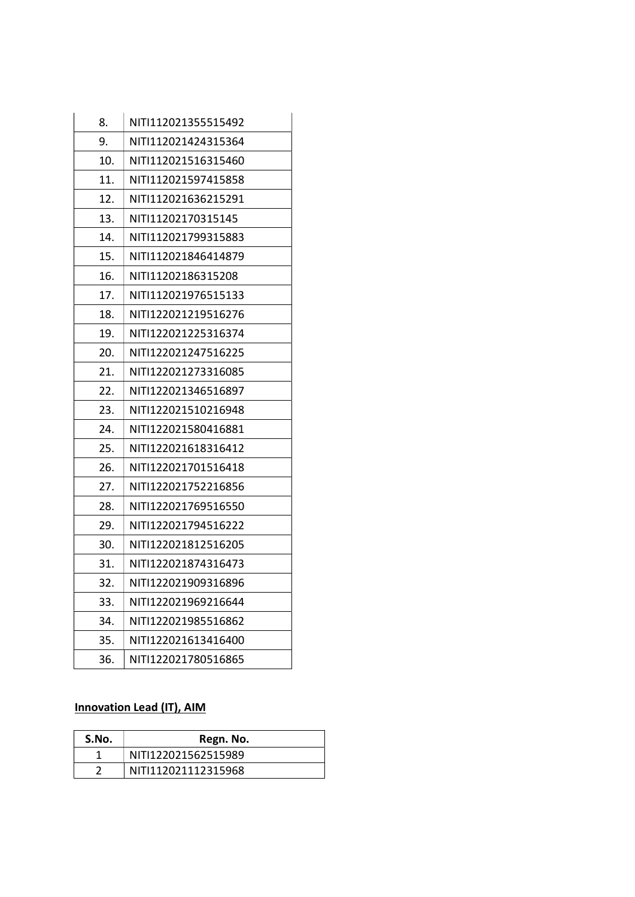| | |
|---|---|
| 8. | NITI112021355515492 |
| 9. | NITI112021424315364 |
| 10. | NITI112021516315460 |
| 11. | NITI112021597415858 |
| 12. | NITI112021636215291 |
| 13. | NITI11202170315145 |
| 14. | NITI112021799315883 |
| 15. | NITI112021846414879 |
| 16. | NITI11202186315208 |
| 17. | NITI112021976515133 |
| 18. | NITI122021219516276 |
| 19. | NITI122021225316374 |
| 20. | NITI122021247516225 |
| 21. | NITI122021273316085 |
| 22. | NITI122021346516897 |
| 23. | NITI122021510216948 |
| 24. | NITI122021580416881 |
| 25. | NITI122021618316412 |
| 26. | NITI122021701516418 |
| 27. | NITI122021752216856 |
| 28. | NITI122021769516550 |
| 29. | NITI122021794516222 |
| 30. | NITI122021812516205 |
| 31. | NITI122021874316473 |
| 32. | NITI122021909316896 |
| 33. | NITI122021969216644 |
| 34. | NITI122021985516862 |
| 35. | NITI122021613416400 |
| 36. | NITI122021780516865 |

**Innovation Lead (IT), AIM**

| S.No. | Regn. No. |
|---|---|
| 1 | NITI122021562515989 |
| 2 | NITI112021112315968 |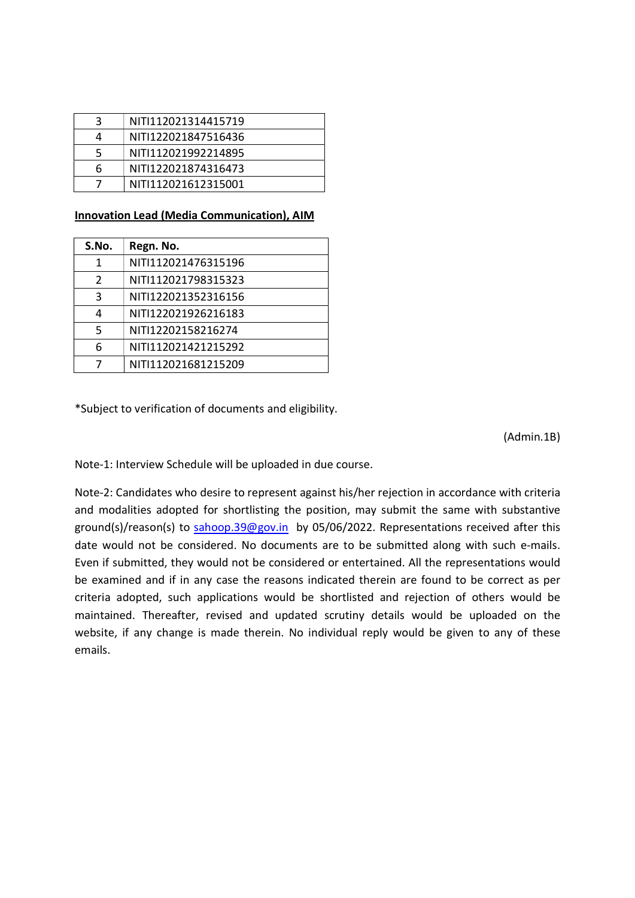| | |
|---|---|
| 3 | NITI112021314415719 |
| 4 | NITI122021847516436 |
| 5 | NITI112021992214895 |
| 6 | NITI122021874316473 |
| 7 | NITI112021612315001 |

**Innovation Lead (Media Communication), AIM**

| S.No. | Regn. No. |
|---|---|
| 1 | NITI112021476315196 |
| 2 | NITI112021798315323 |
| 3 | NITI122021352316156 |
| 4 | NITI122021926216183 |
| 5 | NITI12202158216274 |
| 6 | NITI112021421215292 |
| 7 | NITI112021681215209 |

*Subject to verification of documents and eligibility.

(Admin.1B)

Note-1: Interview Schedule will be uploaded in due course.

Note-2: Candidates who desire to represent against his/her rejection in accordance with criteria and modalities adopted for shortlisting the position, may submit the same with substantive ground(s)/reason(s) to sahoop.39@gov.in by 05/06/2022. Representations received after this date would not be considered. No documents are to be submitted along with such e-mails. Even if submitted, they would not be considered or entertained. All the representations would be examined and if in any case the reasons indicated therein are found to be correct as per criteria adopted, such applications would be shortlisted and rejection of others would be maintained. Thereafter, revised and updated scrutiny details would be uploaded on the website, if any change is made therein. No individual reply would be given to any of these emails.